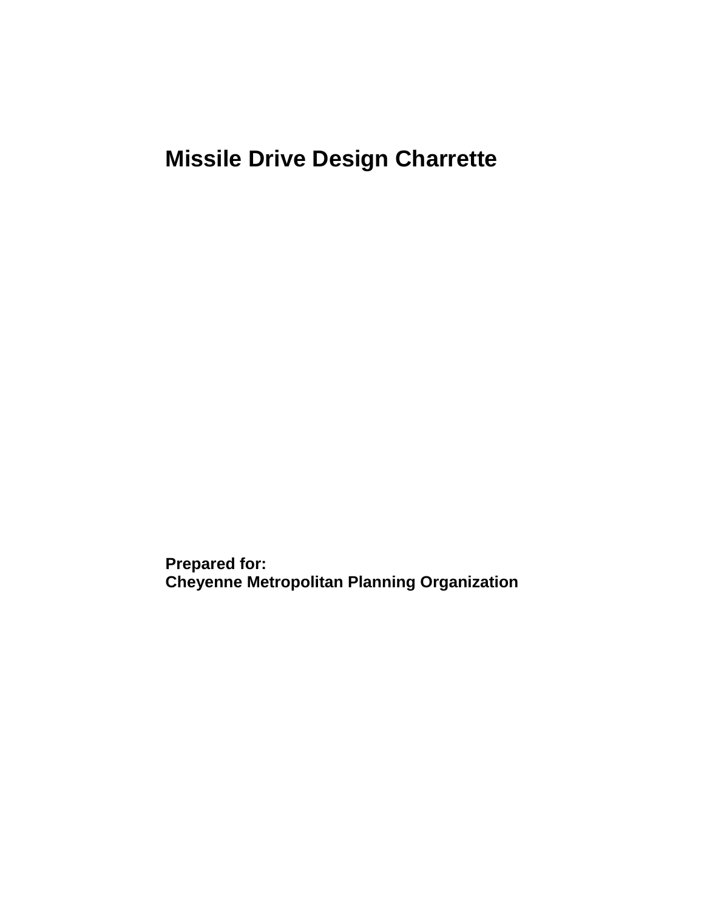# Missile Drive Design Charrette

**Prepared for:**
**Cheyenne Metropolitan Planning Organization**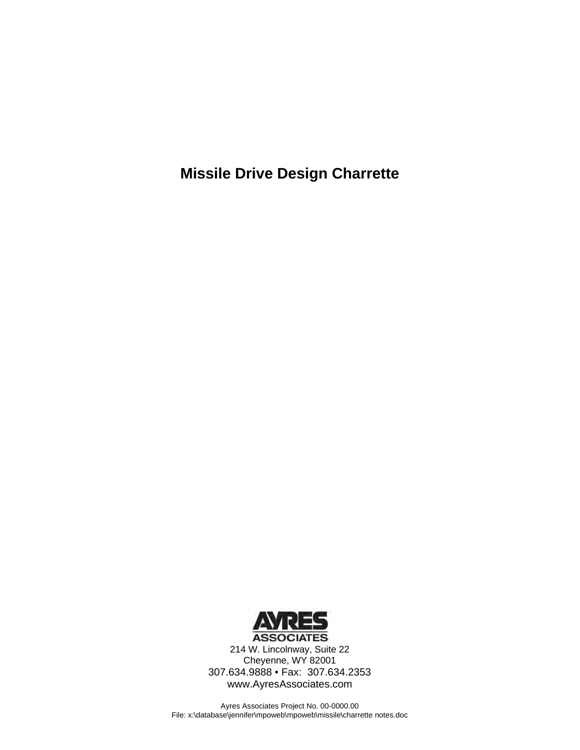# Missile Drive Design Charrette

AYRES ASSOCIATES

214 W. Lincolnway, Suite 22
Cheyenne, WY 82001
307.634.9888 • Fax: 307.634.2353
www.AyresAssociates.com

Ayres Associates Project No. 00-0000.00
File: x:\database\jennifer\mpoweb\mpoweb\missile\charrette notes.doc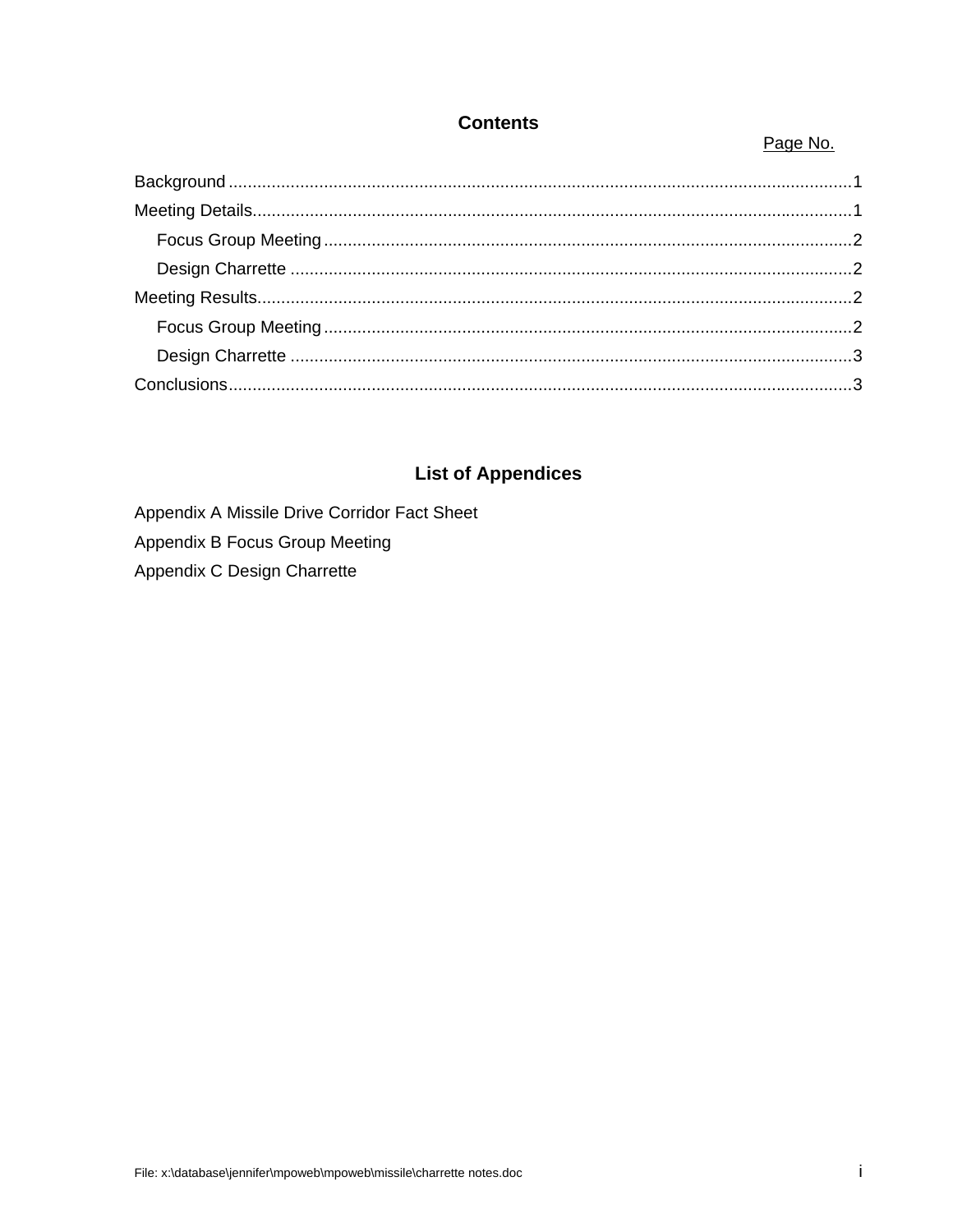## Contents

Page No.

Background ........................................................................................................................... 1
Meeting Details...................................................................................................................... 1
    Focus Group Meeting ...................................................................................................... 2
    Design Charrette ............................................................................................................. 2
Meeting Results..................................................................................................................... 2
    Focus Group Meeting ...................................................................................................... 2
    Design Charrette ............................................................................................................. 3
Conclusions ........................................................................................................................... 3

## List of Appendices

Appendix A Missile Drive Corridor Fact Sheet

Appendix B Focus Group Meeting

Appendix C Design Charrette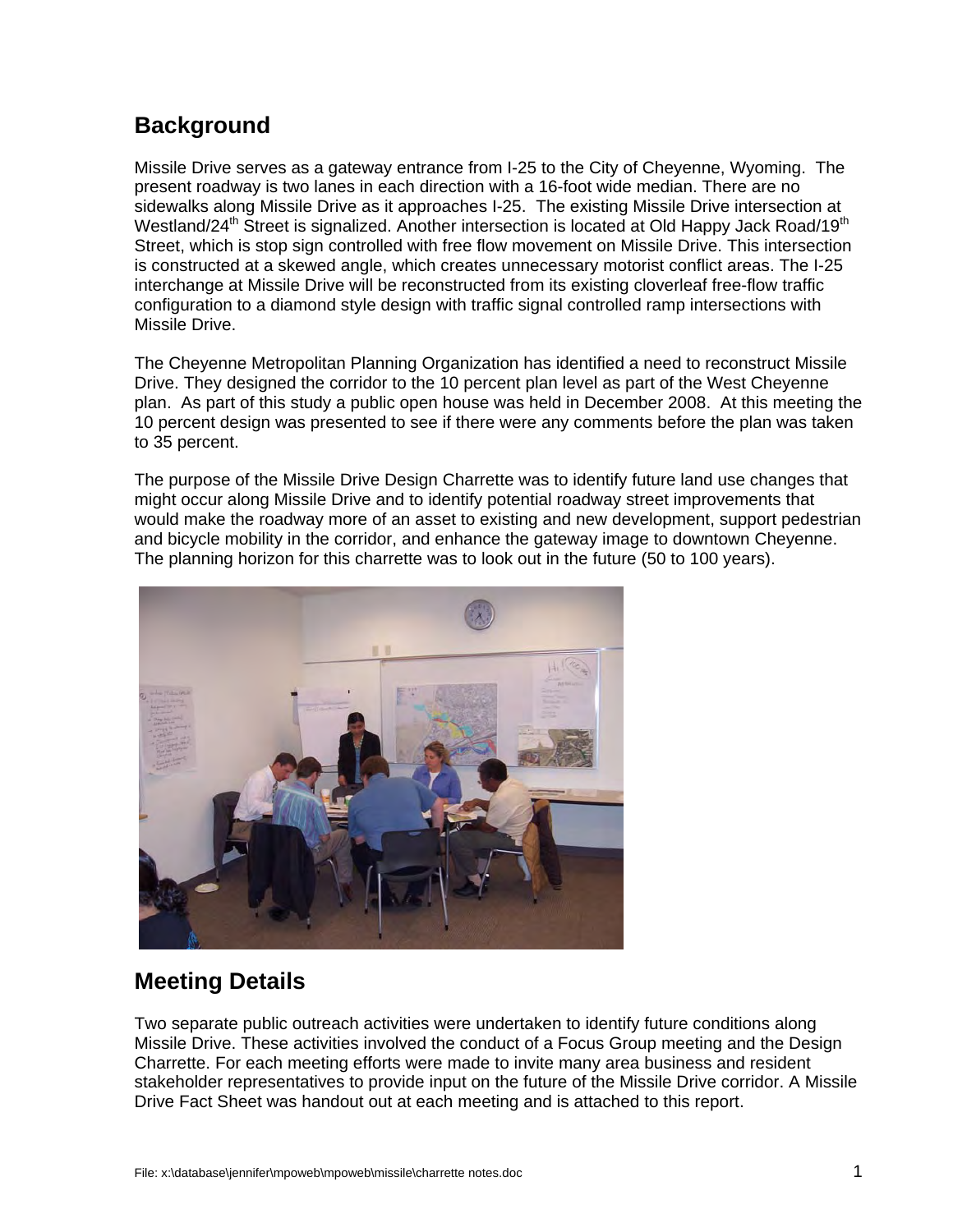## Background

Missile Drive serves as a gateway entrance from I-25 to the City of Cheyenne, Wyoming. The present roadway is two lanes in each direction with a 16-foot wide median. There are no sidewalks along Missile Drive as it approaches I-25. The existing Missile Drive intersection at Westland/24th Street is signalized. Another intersection is located at Old Happy Jack Road/19th Street, which is stop sign controlled with free flow movement on Missile Drive. This intersection is constructed at a skewed angle, which creates unnecessary motorist conflict areas. The I-25 interchange at Missile Drive will be reconstructed from its existing cloverleaf free-flow traffic configuration to a diamond style design with traffic signal controlled ramp intersections with Missile Drive.

The Cheyenne Metropolitan Planning Organization has identified a need to reconstruct Missile Drive. They designed the corridor to the 10 percent plan level as part of the West Cheyenne plan. As part of this study a public open house was held in December 2008. At this meeting the 10 percent design was presented to see if there were any comments before the plan was taken to 35 percent.

The purpose of the Missile Drive Design Charrette was to identify future land use changes that might occur along Missile Drive and to identify potential roadway street improvements that would make the roadway more of an asset to existing and new development, support pedestrian and bicycle mobility in the corridor, and enhance the gateway image to downtown Cheyenne. The planning horizon for this charrette was to look out in the future (50 to 100 years).

## Meeting Details

Two separate public outreach activities were undertaken to identify future conditions along Missile Drive. These activities involved the conduct of a Focus Group meeting and the Design Charrette. For each meeting efforts were made to invite many area business and resident stakeholder representatives to provide input on the future of the Missile Drive corridor. A Missile Drive Fact Sheet was handout out at each meeting and is attached to this report.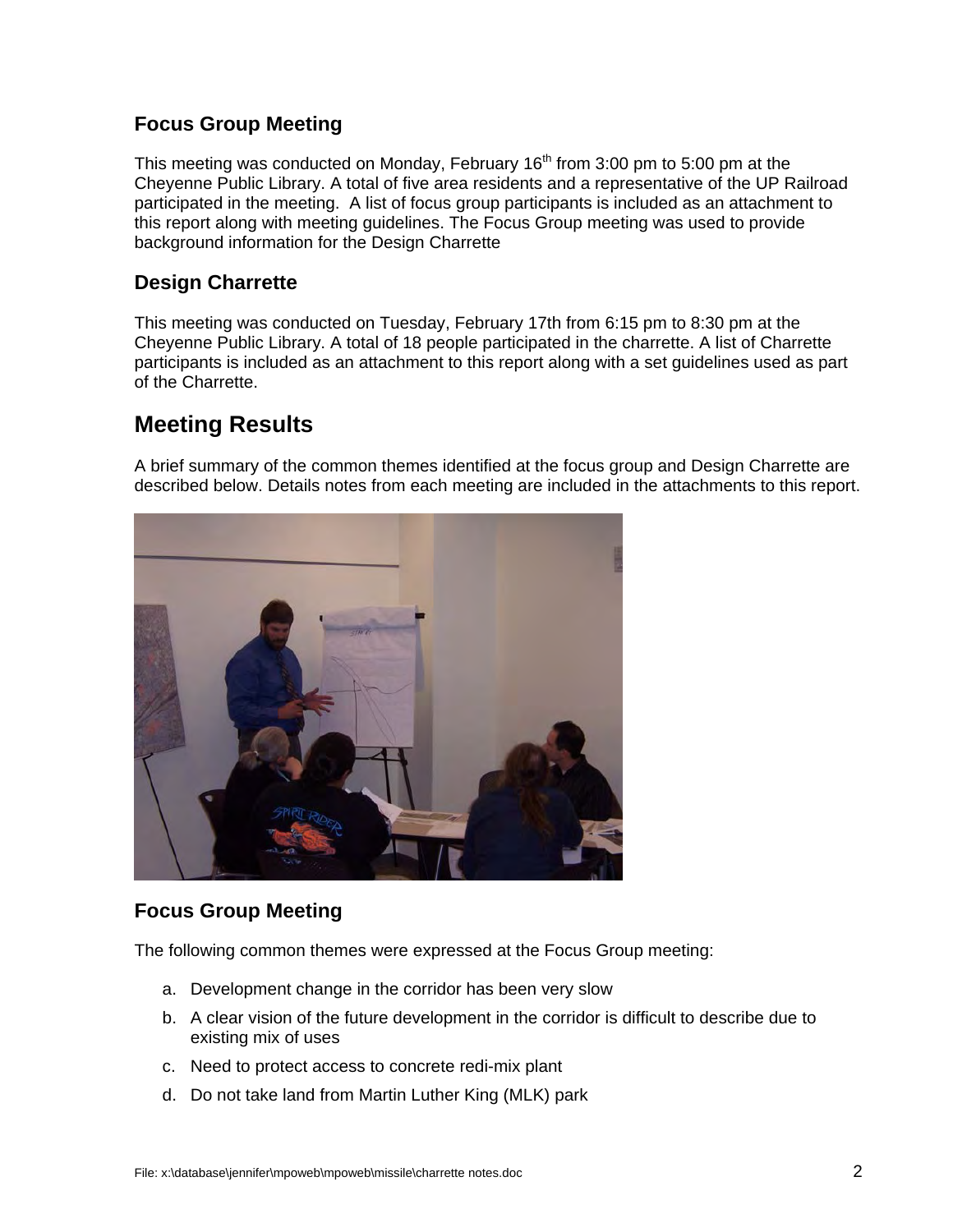### Focus Group Meeting

This meeting was conducted on Monday, February 16th from 3:00 pm to 5:00 pm at the Cheyenne Public Library. A total of five area residents and a representative of the UP Railroad participated in the meeting. A list of focus group participants is included as an attachment to this report along with meeting guidelines. The Focus Group meeting was used to provide background information for the Design Charrette

### Design Charrette

This meeting was conducted on Tuesday, February 17th from 6:15 pm to 8:30 pm at the Cheyenne Public Library. A total of 18 people participated in the charrette. A list of Charrette participants is included as an attachment to this report along with a set guidelines used as part of the Charrette.

## Meeting Results

A brief summary of the common themes identified at the focus group and Design Charrette are described below. Details notes from each meeting are included in the attachments to this report.

### Focus Group Meeting

The following common themes were expressed at the Focus Group meeting:

a. Development change in the corridor has been very slow
b. A clear vision of the future development in the corridor is difficult to describe due to existing mix of uses
c. Need to protect access to concrete redi-mix plant
d. Do not take land from Martin Luther King (MLK) park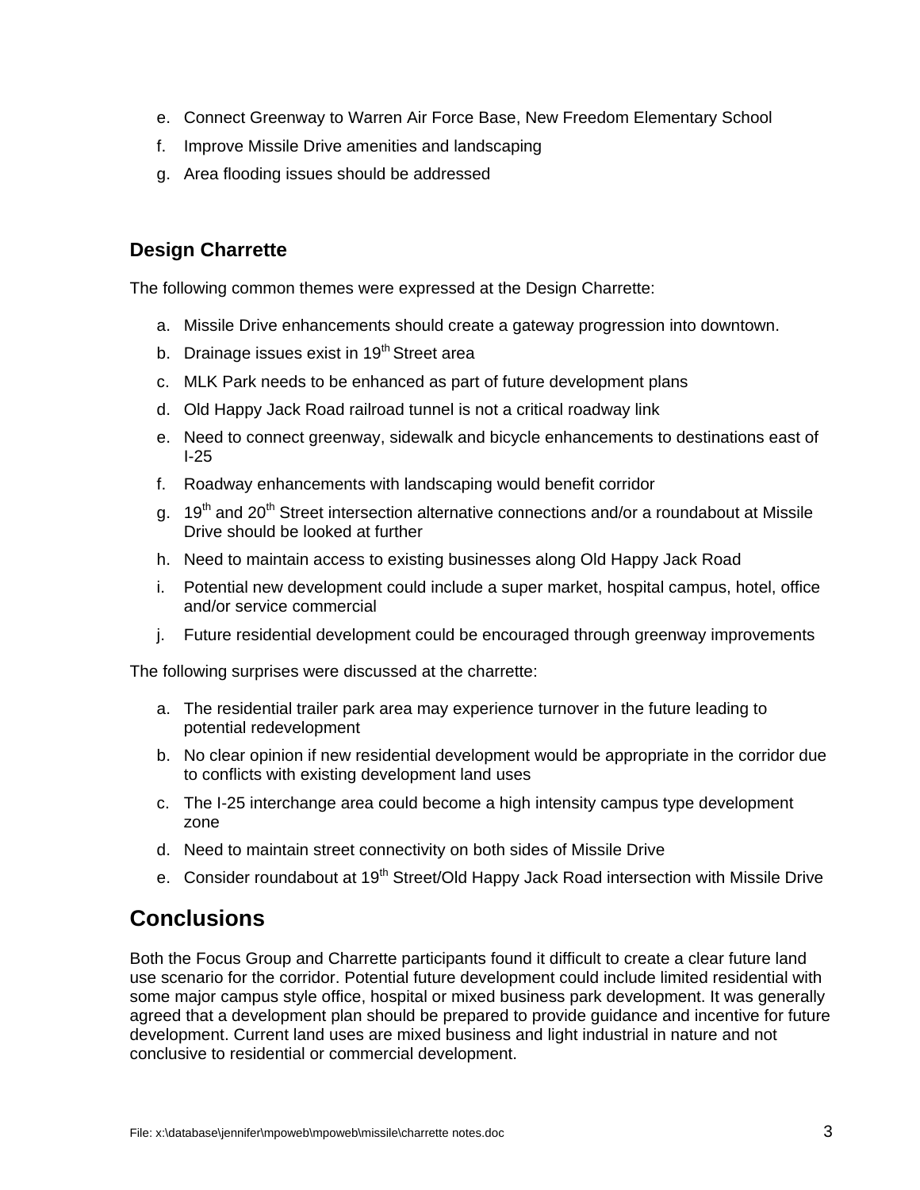e. Connect Greenway to Warren Air Force Base, New Freedom Elementary School
f. Improve Missile Drive amenities and landscaping
g. Area flooding issues should be addressed

### Design Charrette

The following common themes were expressed at the Design Charrette:

a. Missile Drive enhancements should create a gateway progression into downtown.
b. Drainage issues exist in 19th Street area
c. MLK Park needs to be enhanced as part of future development plans
d. Old Happy Jack Road railroad tunnel is not a critical roadway link
e. Need to connect greenway, sidewalk and bicycle enhancements to destinations east of I-25
f. Roadway enhancements with landscaping would benefit corridor
g. 19th and 20th Street intersection alternative connections and/or a roundabout at Missile Drive should be looked at further
h. Need to maintain access to existing businesses along Old Happy Jack Road
i. Potential new development could include a super market, hospital campus, hotel, office and/or service commercial
j. Future residential development could be encouraged through greenway improvements

The following surprises were discussed at the charrette:

a. The residential trailer park area may experience turnover in the future leading to potential redevelopment
b. No clear opinion if new residential development would be appropriate in the corridor due to conflicts with existing development land uses
c. The I-25 interchange area could become a high intensity campus type development zone
d. Need to maintain street connectivity on both sides of Missile Drive
e. Consider roundabout at 19th Street/Old Happy Jack Road intersection with Missile Drive

## Conclusions

Both the Focus Group and Charrette participants found it difficult to create a clear future land use scenario for the corridor. Potential future development could include limited residential with some major campus style office, hospital or mixed business park development. It was generally agreed that a development plan should be prepared to provide guidance and incentive for future development. Current land uses are mixed business and light industrial in nature and not conclusive to residential or commercial development.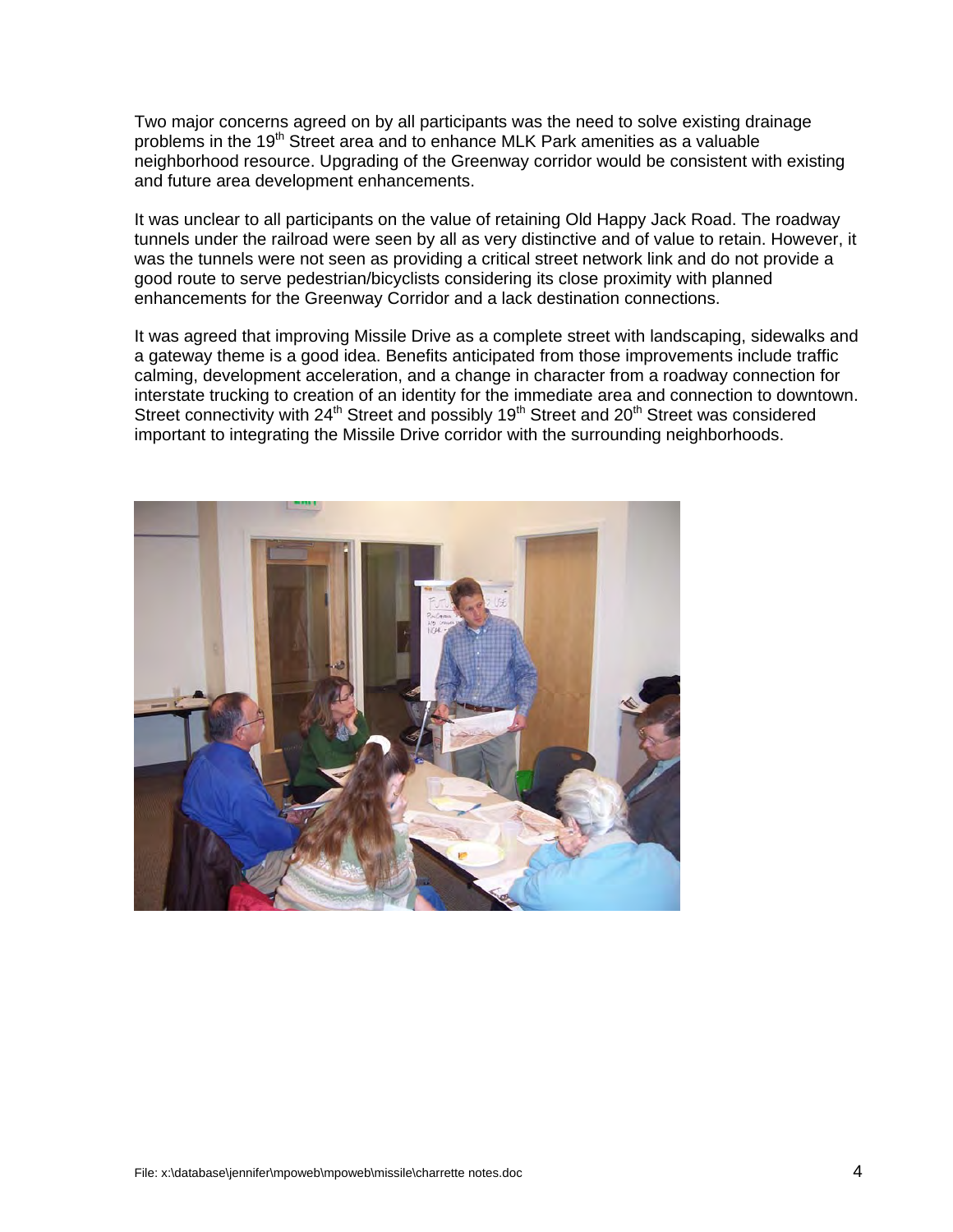Two major concerns agreed on by all participants was the need to solve existing drainage problems in the 19th Street area and to enhance MLK Park amenities as a valuable neighborhood resource. Upgrading of the Greenway corridor would be consistent with existing and future area development enhancements.

It was unclear to all participants on the value of retaining Old Happy Jack Road. The roadway tunnels under the railroad were seen by all as very distinctive and of value to retain. However, it was the tunnels were not seen as providing a critical street network link and do not provide a good route to serve pedestrian/bicyclists considering its close proximity with planned enhancements for the Greenway Corridor and a lack destination connections.

It was agreed that improving Missile Drive as a complete street with landscaping, sidewalks and a gateway theme is a good idea. Benefits anticipated from those improvements include traffic calming, development acceleration, and a change in character from a roadway connection for interstate trucking to creation of an identity for the immediate area and connection to downtown. Street connectivity with 24th Street and possibly 19th Street and 20th Street was considered important to integrating the Missile Drive corridor with the surrounding neighborhoods.

File: x:\database\jennifer\mpoweb\mpoweb\missile\charrette notes.doc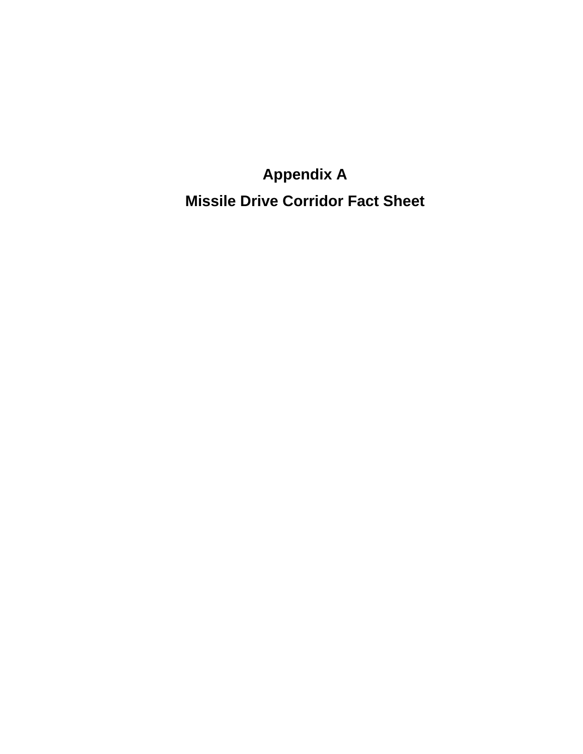# Appendix A

# Missile Drive Corridor Fact Sheet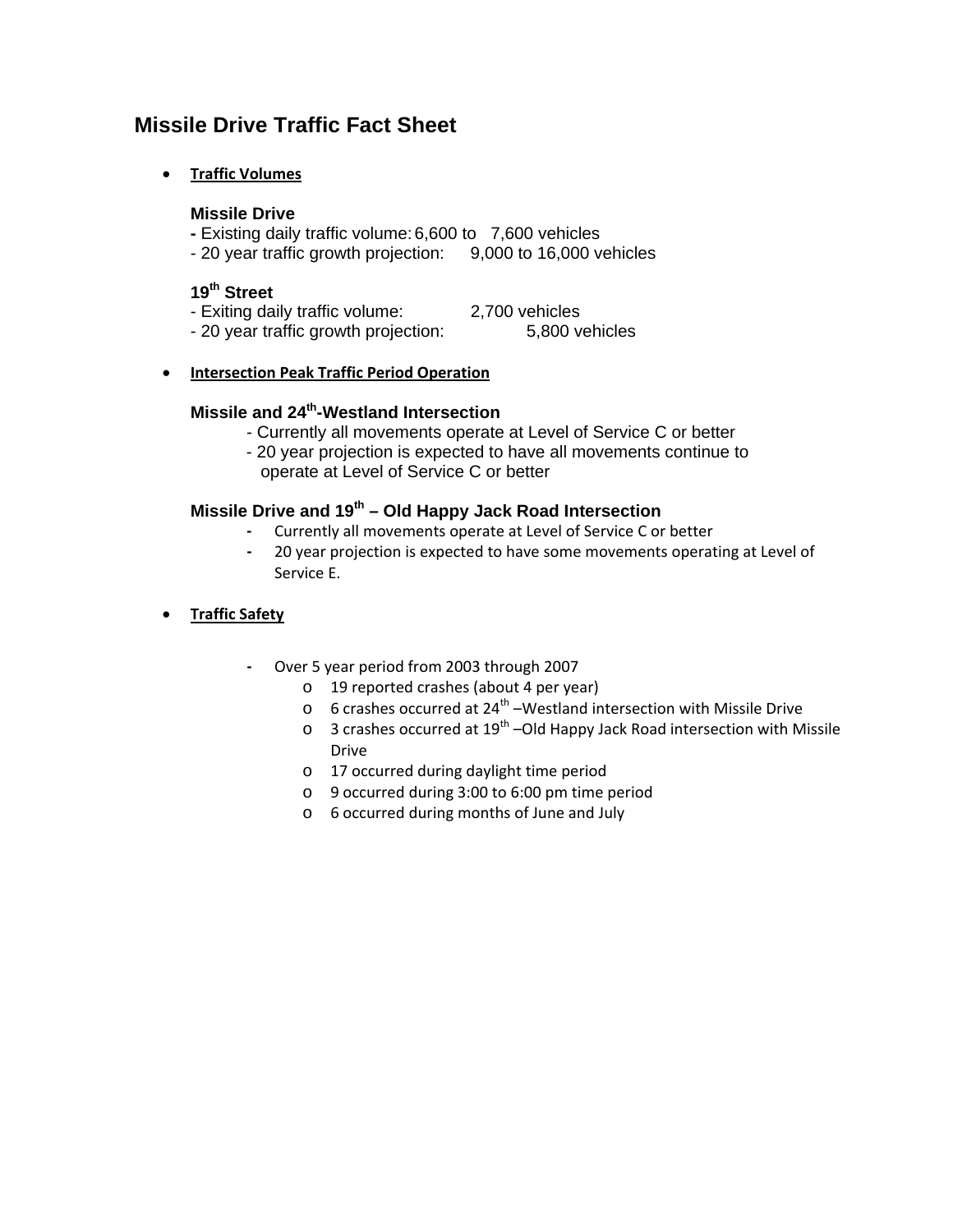# Missile Drive Traffic Fact Sheet

- **Traffic Volumes**

### Missile Drive

- Existing daily traffic volume: 6,600 to 7,600 vehicles
- 20 year traffic growth projection: 9,000 to 16,000 vehicles

### 19th Street

- Exiting daily traffic volume: 2,700 vehicles
- 20 year traffic growth projection: 5,800 vehicles

- **Intersection Peak Traffic Period Operation**

### Missile and 24th-Westland Intersection

- Currently all movements operate at Level of Service C or better
- 20 year projection is expected to have all movements continue to operate at Level of Service C or better

### Missile Drive and 19th – Old Happy Jack Road Intersection

- Currently all movements operate at Level of Service C or better
- 20 year projection is expected to have some movements operating at Level of Service E.

- **Traffic Safety**

- Over 5 year period from 2003 through 2007
  - 19 reported crashes (about 4 per year)
  - 6 crashes occurred at 24th –Westland intersection with Missile Drive
  - 3 crashes occurred at 19th –Old Happy Jack Road intersection with Missile Drive
  - 17 occurred during daylight time period
  - 9 occurred during 3:00 to 6:00 pm time period
  - 6 occurred during months of June and July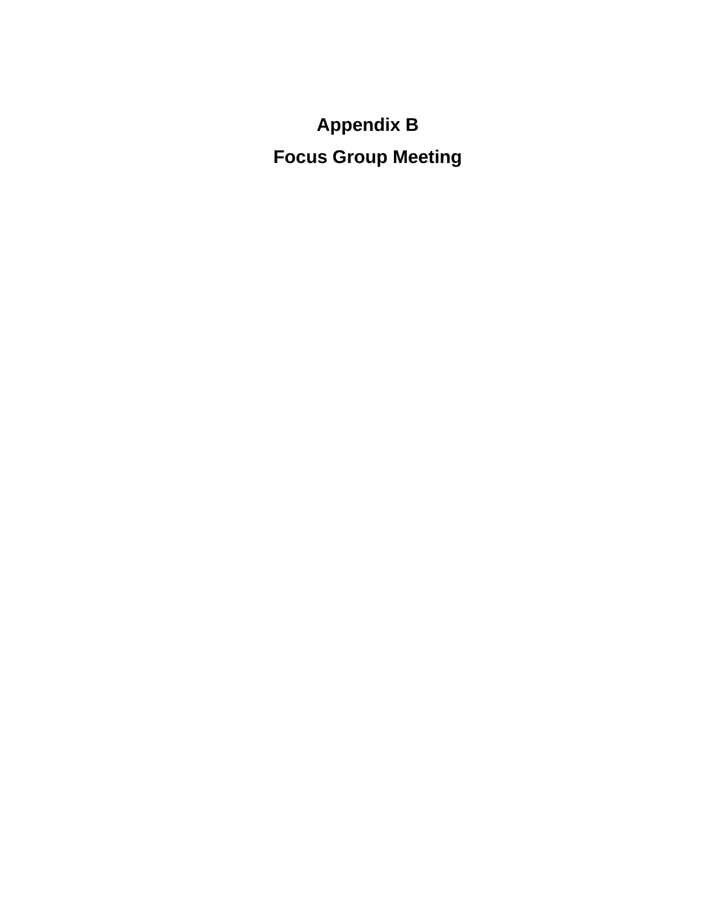# Appendix B

# Focus Group Meeting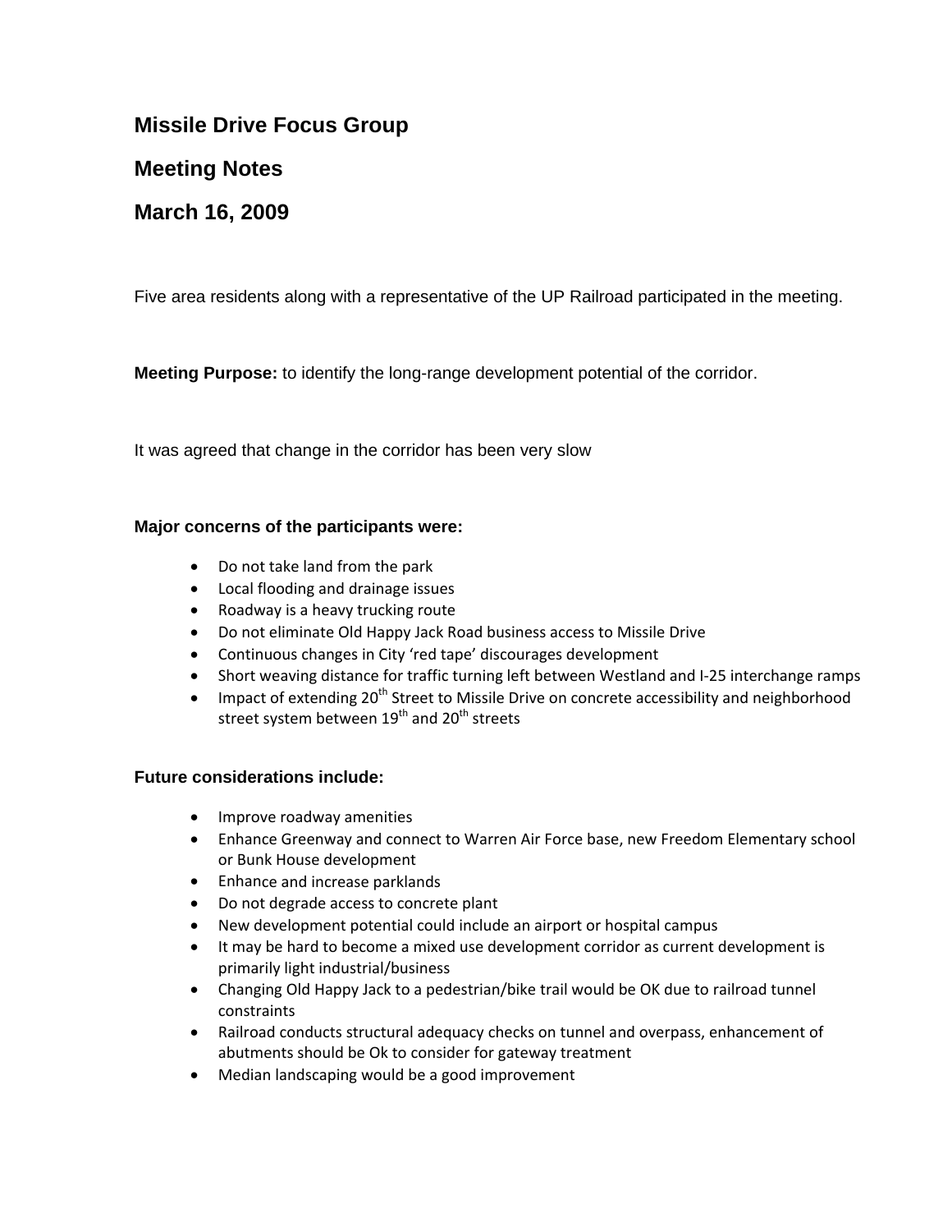# Missile Drive Focus Group

## Meeting Notes

## March 16, 2009

Five area residents along with a representative of the UP Railroad participated in the meeting.

**Meeting Purpose:** to identify the long-range development potential of the corridor.

It was agreed that change in the corridor has been very slow

**Major concerns of the participants were:**

- Do not take land from the park
- Local flooding and drainage issues
- Roadway is a heavy trucking route
- Do not eliminate Old Happy Jack Road business access to Missile Drive
- Continuous changes in City 'red tape' discourages development
- Short weaving distance for traffic turning left between Westland and I-25 interchange ramps
- Impact of extending 20th Street to Missile Drive on concrete accessibility and neighborhood street system between 19th and 20th streets

**Future considerations include:**

- Improve roadway amenities
- Enhance Greenway and connect to Warren Air Force base, new Freedom Elementary school or Bunk House development
- Enhance and increase parklands
- Do not degrade access to concrete plant
- New development potential could include an airport or hospital campus
- It may be hard to become a mixed use development corridor as current development is primarily light industrial/business
- Changing Old Happy Jack to a pedestrian/bike trail would be OK due to railroad tunnel constraints
- Railroad conducts structural adequacy checks on tunnel and overpass, enhancement of abutments should be Ok to consider for gateway treatment
- Median landscaping would be a good improvement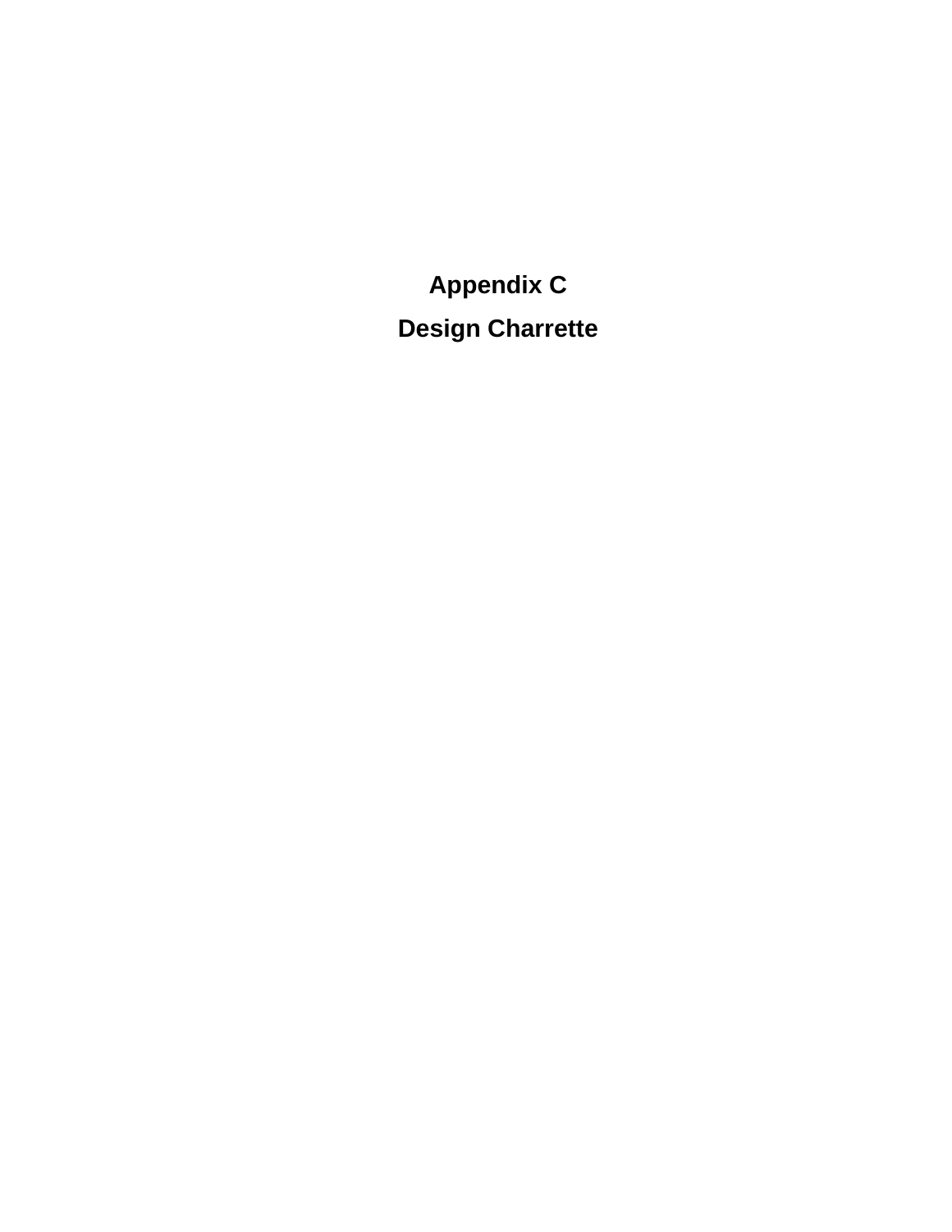# Appendix C

# Design Charrette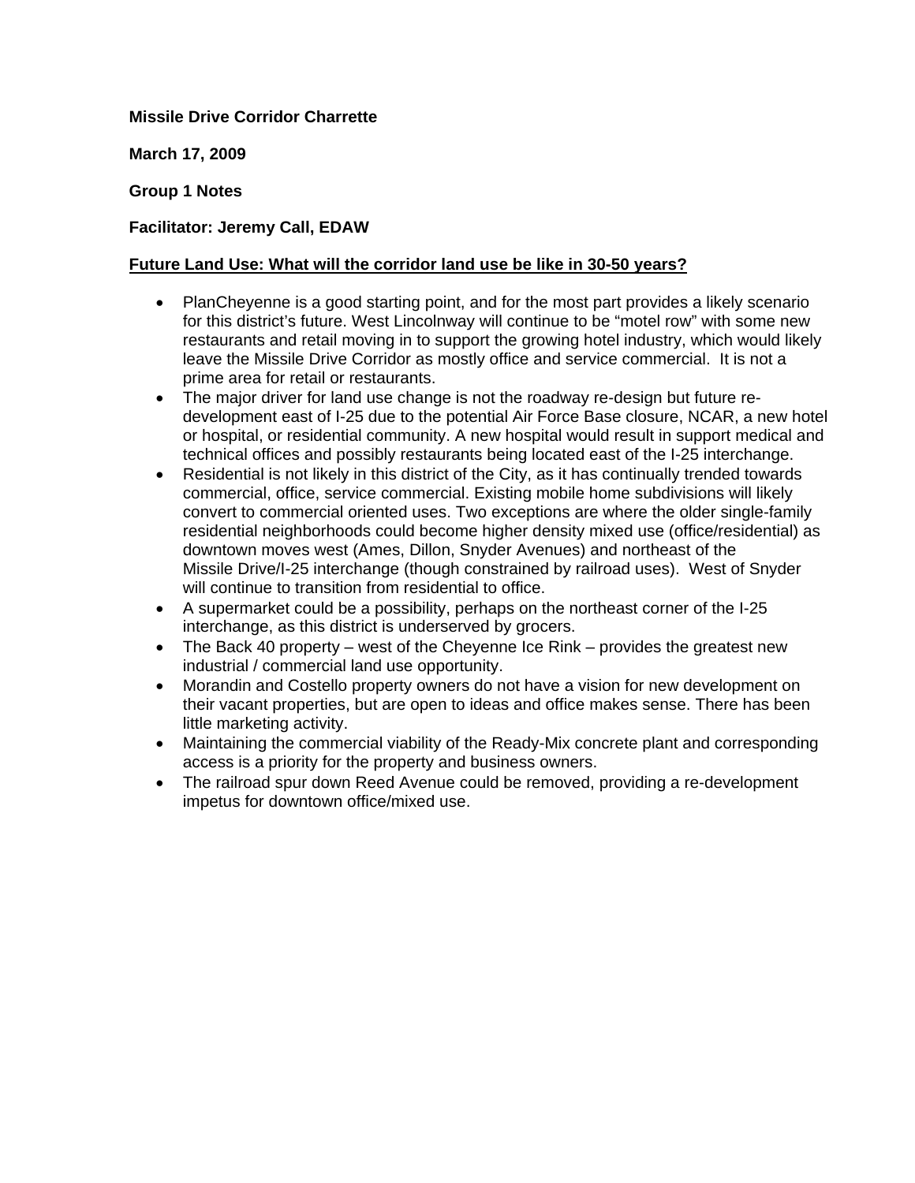**Missile Drive Corridor Charrette**

**March 17, 2009**

**Group 1 Notes**

**Facilitator: Jeremy Call, EDAW**

**<u>Future Land Use: What will the corridor land use be like in 30-50 years?</u>**

- PlanCheyenne is a good starting point, and for the most part provides a likely scenario for this district's future. West Lincolnway will continue to be "motel row" with some new restaurants and retail moving in to support the growing hotel industry, which would likely leave the Missile Drive Corridor as mostly office and service commercial. It is not a prime area for retail or restaurants.
- The major driver for land use change is not the roadway re-design but future re-development east of I-25 due to the potential Air Force Base closure, NCAR, a new hotel or hospital, or residential community. A new hospital would result in support medical and technical offices and possibly restaurants being located east of the I-25 interchange.
- Residential is not likely in this district of the City, as it has continually trended towards commercial, office, service commercial. Existing mobile home subdivisions will likely convert to commercial oriented uses. Two exceptions are where the older single-family residential neighborhoods could become higher density mixed use (office/residential) as downtown moves west (Ames, Dillon, Snyder Avenues) and northeast of the Missile Drive/I-25 interchange (though constrained by railroad uses). West of Snyder will continue to transition from residential to office.
- A supermarket could be a possibility, perhaps on the northeast corner of the I-25 interchange, as this district is underserved by grocers.
- The Back 40 property – west of the Cheyenne Ice Rink – provides the greatest new industrial / commercial land use opportunity.
- Morandin and Costello property owners do not have a vision for new development on their vacant properties, but are open to ideas and office makes sense. There has been little marketing activity.
- Maintaining the commercial viability of the Ready-Mix concrete plant and corresponding access is a priority for the property and business owners.
- The railroad spur down Reed Avenue could be removed, providing a re-development impetus for downtown office/mixed use.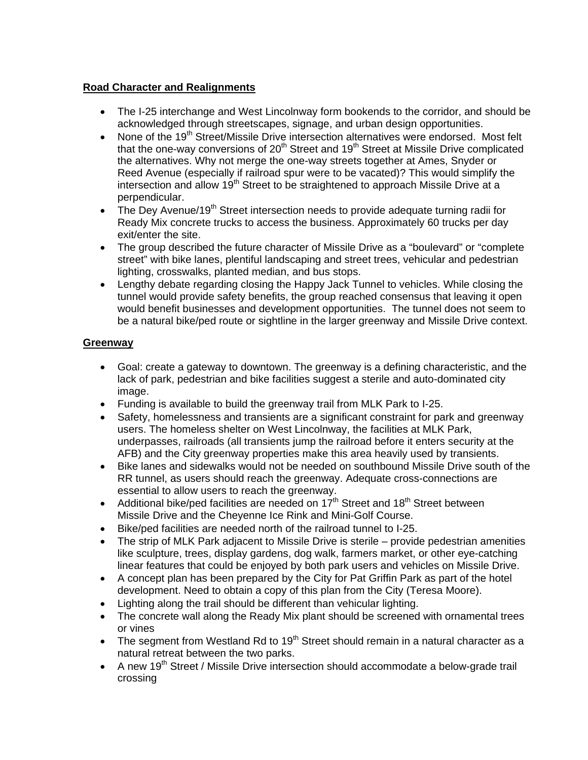**Road Character and Realignments**

- The I-25 interchange and West Lincolnway form bookends to the corridor, and should be acknowledged through streetscapes, signage, and urban design opportunities.
- None of the 19th Street/Missile Drive intersection alternatives were endorsed. Most felt that the one-way conversions of 20th Street and 19th Street at Missile Drive complicated the alternatives. Why not merge the one-way streets together at Ames, Snyder or Reed Avenue (especially if railroad spur were to be vacated)? This would simplify the intersection and allow 19th Street to be straightened to approach Missile Drive at a perpendicular.
- The Dey Avenue/19th Street intersection needs to provide adequate turning radii for Ready Mix concrete trucks to access the business. Approximately 60 trucks per day exit/enter the site.
- The group described the future character of Missile Drive as a "boulevard" or "complete street" with bike lanes, plentiful landscaping and street trees, vehicular and pedestrian lighting, crosswalks, planted median, and bus stops.
- Lengthy debate regarding closing the Happy Jack Tunnel to vehicles. While closing the tunnel would provide safety benefits, the group reached consensus that leaving it open would benefit businesses and development opportunities. The tunnel does not seem to be a natural bike/ped route or sightline in the larger greenway and Missile Drive context.

**Greenway**

- Goal: create a gateway to downtown. The greenway is a defining characteristic, and the lack of park, pedestrian and bike facilities suggest a sterile and auto-dominated city image.
- Funding is available to build the greenway trail from MLK Park to I-25.
- Safety, homelessness and transients are a significant constraint for park and greenway users. The homeless shelter on West Lincolnway, the facilities at MLK Park, underpasses, railroads (all transients jump the railroad before it enters security at the AFB) and the City greenway properties make this area heavily used by transients.
- Bike lanes and sidewalks would not be needed on southbound Missile Drive south of the RR tunnel, as users should reach the greenway. Adequate cross-connections are essential to allow users to reach the greenway.
- Additional bike/ped facilities are needed on 17th Street and 18th Street between Missile Drive and the Cheyenne Ice Rink and Mini-Golf Course.
- Bike/ped facilities are needed north of the railroad tunnel to I-25.
- The strip of MLK Park adjacent to Missile Drive is sterile – provide pedestrian amenities like sculpture, trees, display gardens, dog walk, farmers market, or other eye-catching linear features that could be enjoyed by both park users and vehicles on Missile Drive.
- A concept plan has been prepared by the City for Pat Griffin Park as part of the hotel development. Need to obtain a copy of this plan from the City (Teresa Moore).
- Lighting along the trail should be different than vehicular lighting.
- The concrete wall along the Ready Mix plant should be screened with ornamental trees or vines
- The segment from Westland Rd to 19th Street should remain in a natural character as a natural retreat between the two parks.
- A new 19th Street / Missile Drive intersection should accommodate a below-grade trail crossing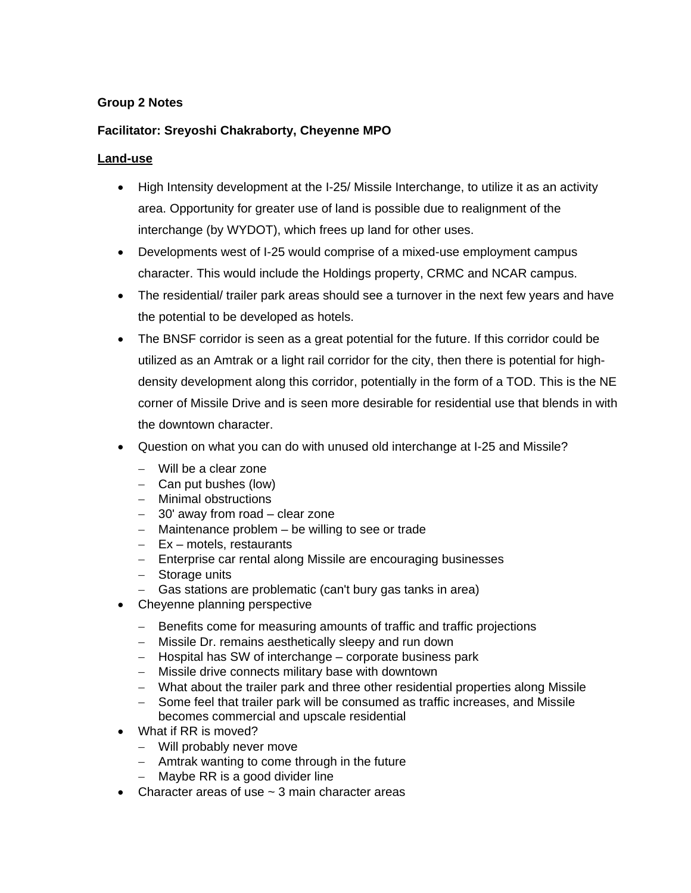**Group 2 Notes**

**Facilitator: Sreyoshi Chakraborty, Cheyenne MPO**

**Land-use**

- High Intensity development at the I-25/ Missile Interchange, to utilize it as an activity area. Opportunity for greater use of land is possible due to realignment of the interchange (by WYDOT), which frees up land for other uses.
- Developments west of I-25 would comprise of a mixed-use employment campus character. This would include the Holdings property, CRMC and NCAR campus.
- The residential/ trailer park areas should see a turnover in the next few years and have the potential to be developed as hotels.
- The BNSF corridor is seen as a great potential for the future. If this corridor could be utilized as an Amtrak or a light rail corridor for the city, then there is potential for high-density development along this corridor, potentially in the form of a TOD. This is the NE corner of Missile Drive and is seen more desirable for residential use that blends in with the downtown character.
- Question on what you can do with unused old interchange at I-25 and Missile?
  - Will be a clear zone
  - Can put bushes (low)
  - Minimal obstructions
  - 30' away from road – clear zone
  - Maintenance problem – be willing to see or trade
  - Ex – motels, restaurants
  - Enterprise car rental along Missile are encouraging businesses
  - Storage units
  - Gas stations are problematic (can't bury gas tanks in area)
- Cheyenne planning perspective
  - Benefits come for measuring amounts of traffic and traffic projections
  - Missile Dr. remains aesthetically sleepy and run down
  - Hospital has SW of interchange – corporate business park
  - Missile drive connects military base with downtown
  - What about the trailer park and three other residential properties along Missile
  - Some feel that trailer park will be consumed as traffic increases, and Missile becomes commercial and upscale residential
- What if RR is moved?
  - Will probably never move
  - Amtrak wanting to come through in the future
  - Maybe RR is a good divider line
- Character areas of use ~ 3 main character areas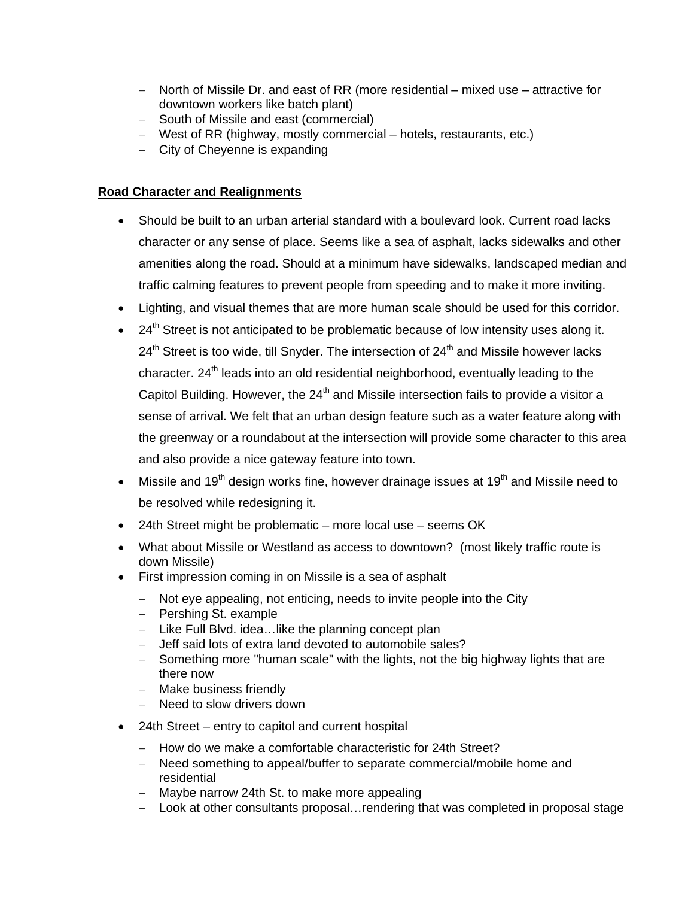- North of Missile Dr. and east of RR (more residential – mixed use – attractive for downtown workers like batch plant)
- South of Missile and east (commercial)
- West of RR (highway, mostly commercial – hotels, restaurants, etc.)
- City of Cheyenne is expanding

**Road Character and Realignments**

- Should be built to an urban arterial standard with a boulevard look. Current road lacks character or any sense of place. Seems like a sea of asphalt, lacks sidewalks and other amenities along the road. Should at a minimum have sidewalks, landscaped median and traffic calming features to prevent people from speeding and to make it more inviting.
- Lighting, and visual themes that are more human scale should be used for this corridor.
- 24th Street is not anticipated to be problematic because of low intensity uses along it. 24th Street is too wide, till Snyder. The intersection of 24th and Missile however lacks character. 24th leads into an old residential neighborhood, eventually leading to the Capitol Building. However, the 24th and Missile intersection fails to provide a visitor a sense of arrival. We felt that an urban design feature such as a water feature along with the greenway or a roundabout at the intersection will provide some character to this area and also provide a nice gateway feature into town.
- Missile and 19th design works fine, however drainage issues at 19th and Missile need to be resolved while redesigning it.
- 24th Street might be problematic – more local use – seems OK
- What about Missile or Westland as access to downtown? (most likely traffic route is down Missile)
- First impression coming in on Missile is a sea of asphalt
  - Not eye appealing, not enticing, needs to invite people into the City
  - Pershing St. example
  - Like Full Blvd. idea…like the planning concept plan
  - Jeff said lots of extra land devoted to automobile sales?
  - Something more "human scale" with the lights, not the big highway lights that are there now
  - Make business friendly
  - Need to slow drivers down
- 24th Street – entry to capitol and current hospital
  - How do we make a comfortable characteristic for 24th Street?
  - Need something to appeal/buffer to separate commercial/mobile home and residential
  - Maybe narrow 24th St. to make more appealing
  - Look at other consultants proposal…rendering that was completed in proposal stage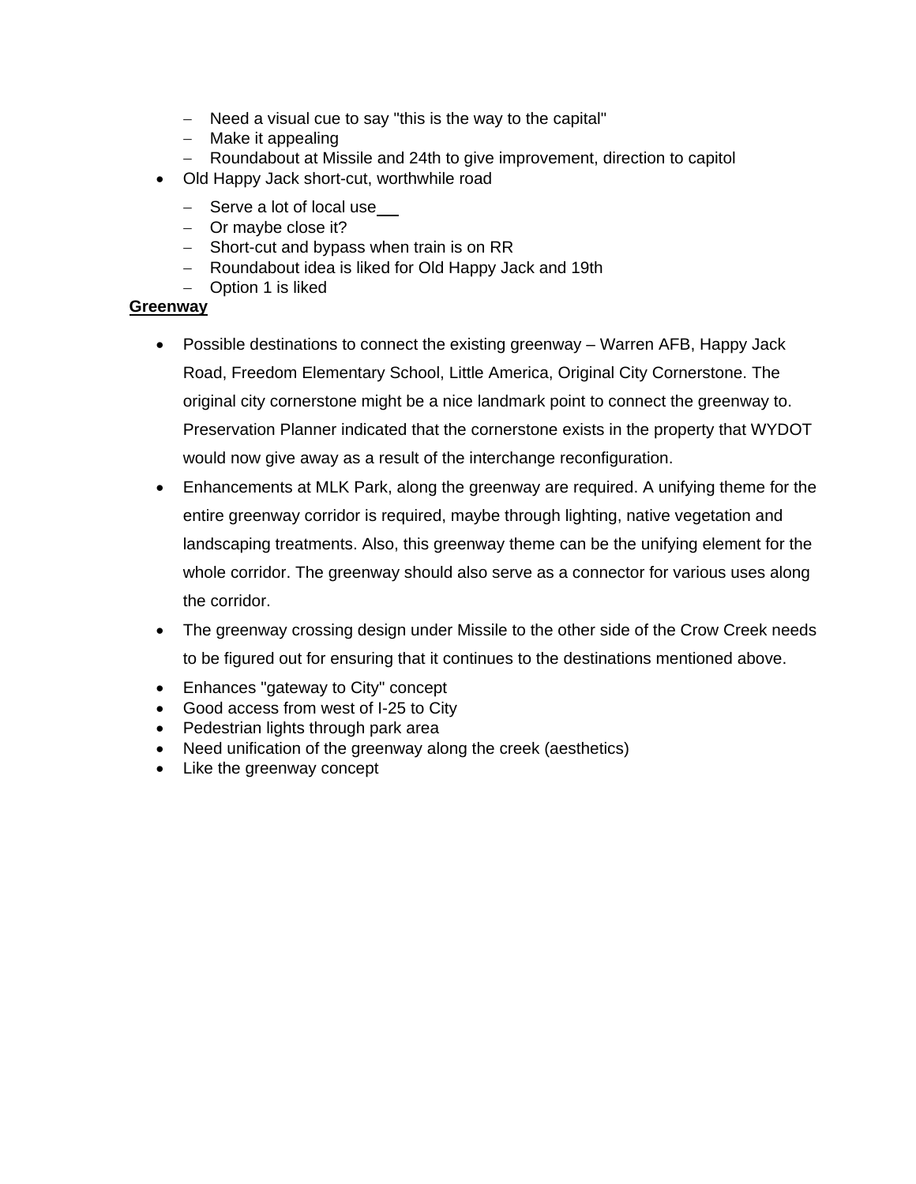- Need a visual cue to say "this is the way to the capital"
  - Make it appealing
  - Roundabout at Missile and 24th to give improvement, direction to capitol
- Old Happy Jack short-cut, worthwhile road
  - Serve a lot of local use
  - Or maybe close it?
  - Short-cut and bypass when train is on RR
  - Roundabout idea is liked for Old Happy Jack and 19th
  - Option 1 is liked

**<u>Greenway</u>**

- Possible destinations to connect the existing greenway – Warren AFB, Happy Jack Road, Freedom Elementary School, Little America, Original City Cornerstone. The original city cornerstone might be a nice landmark point to connect the greenway to. Preservation Planner indicated that the cornerstone exists in the property that WYDOT would now give away as a result of the interchange reconfiguration.
- Enhancements at MLK Park, along the greenway are required. A unifying theme for the entire greenway corridor is required, maybe through lighting, native vegetation and landscaping treatments. Also, this greenway theme can be the unifying element for the whole corridor. The greenway should also serve as a connector for various uses along the corridor.
- The greenway crossing design under Missile to the other side of the Crow Creek needs to be figured out for ensuring that it continues to the destinations mentioned above.
- Enhances "gateway to City" concept
- Good access from west of I-25 to City
- Pedestrian lights through park area
- Need unification of the greenway along the creek (aesthetics)
- Like the greenway concept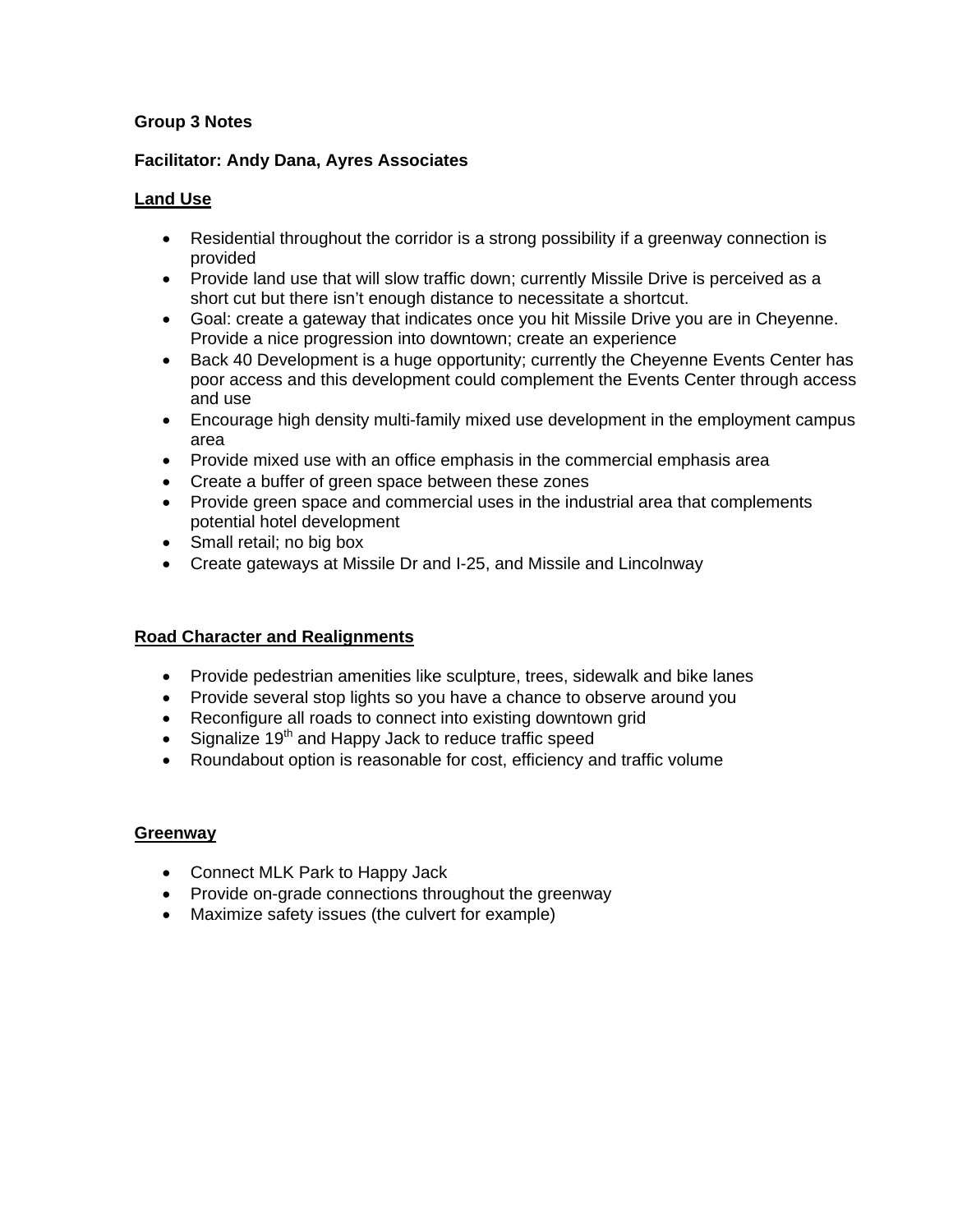**Group 3 Notes**

**Facilitator: Andy Dana, Ayres Associates**

## Land Use

- Residential throughout the corridor is a strong possibility if a greenway connection is provided
- Provide land use that will slow traffic down; currently Missile Drive is perceived as a short cut but there isn't enough distance to necessitate a shortcut.
- Goal: create a gateway that indicates once you hit Missile Drive you are in Cheyenne. Provide a nice progression into downtown; create an experience
- Back 40 Development is a huge opportunity; currently the Cheyenne Events Center has poor access and this development could complement the Events Center through access and use
- Encourage high density multi-family mixed use development in the employment campus area
- Provide mixed use with an office emphasis in the commercial emphasis area
- Create a buffer of green space between these zones
- Provide green space and commercial uses in the industrial area that complements potential hotel development
- Small retail; no big box
- Create gateways at Missile Dr and I-25, and Missile and Lincolnway

## Road Character and Realignments

- Provide pedestrian amenities like sculpture, trees, sidewalk and bike lanes
- Provide several stop lights so you have a chance to observe around you
- Reconfigure all roads to connect into existing downtown grid
- Signalize 19th and Happy Jack to reduce traffic speed
- Roundabout option is reasonable for cost, efficiency and traffic volume

## Greenway

- Connect MLK Park to Happy Jack
- Provide on-grade connections throughout the greenway
- Maximize safety issues (the culvert for example)